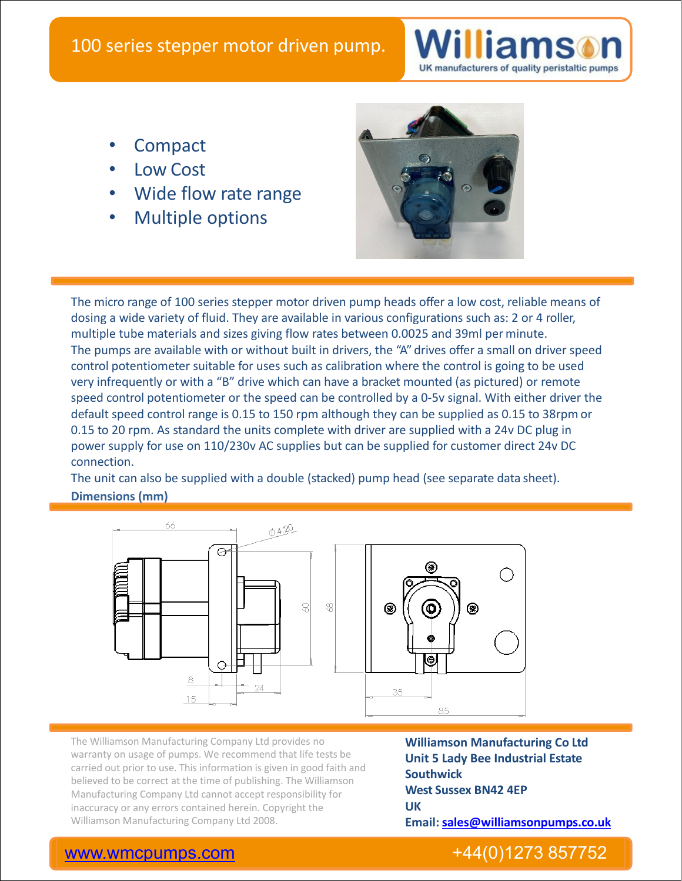# 100 series stepper motor driven pump.

**Williamson**
UK manufacturers of quality peristaltic pumps

- Compact
- Low Cost
- Wide flow rate range
- Multiple options

The micro range of 100 series stepper motor driven pump heads offer a low cost, reliable means of dosing a wide variety of fluid. They are available in various configurations such as: 2 or 4 roller, multiple tube materials and sizes giving flow rates between 0.0025 and 39ml per minute.
The pumps are available with or without built in drivers, the "A" drives offer a small on driver speed control potentiometer suitable for uses such as calibration where the control is going to be used very infrequently or with a "B" drive which can have a bracket mounted (as pictured) or remote speed control potentiometer or the speed can be controlled by a 0-5v signal. With either driver the default speed control range is 0.15 to 150 rpm although they can be supplied as 0.15 to 38rpm or 0.15 to 20 rpm. As standard the units complete with driver are supplied with a 24v DC plug in power supply for use on 110/230v AC supplies but can be supplied for customer direct 24v DC connection.
The unit can also be supplied with a double (stacked) pump head (see separate data sheet).

**Dimensions (mm)**

66
Φ4.20
60
68
8
24
15
35
85

The Williamson Manufacturing Company Ltd provides no warranty on usage of pumps. We recommend that life tests be carried out prior to use. This information is given in good faith and believed to be correct at the time of publishing. The Williamson Manufacturing Company Ltd cannot accept responsibility for inaccuracy or any errors contained herein. Copyright the Williamson Manufacturing Company Ltd 2008.

**Williamson Manufacturing Co Ltd**
**Unit 5 Lady Bee Industrial Estate**
**Southwick**
**West Sussex BN42 4EP**
**UK**
**Email: sales@williamsonpumps.co.uk**

www.wmcpumps.com
+44(0)1273 857752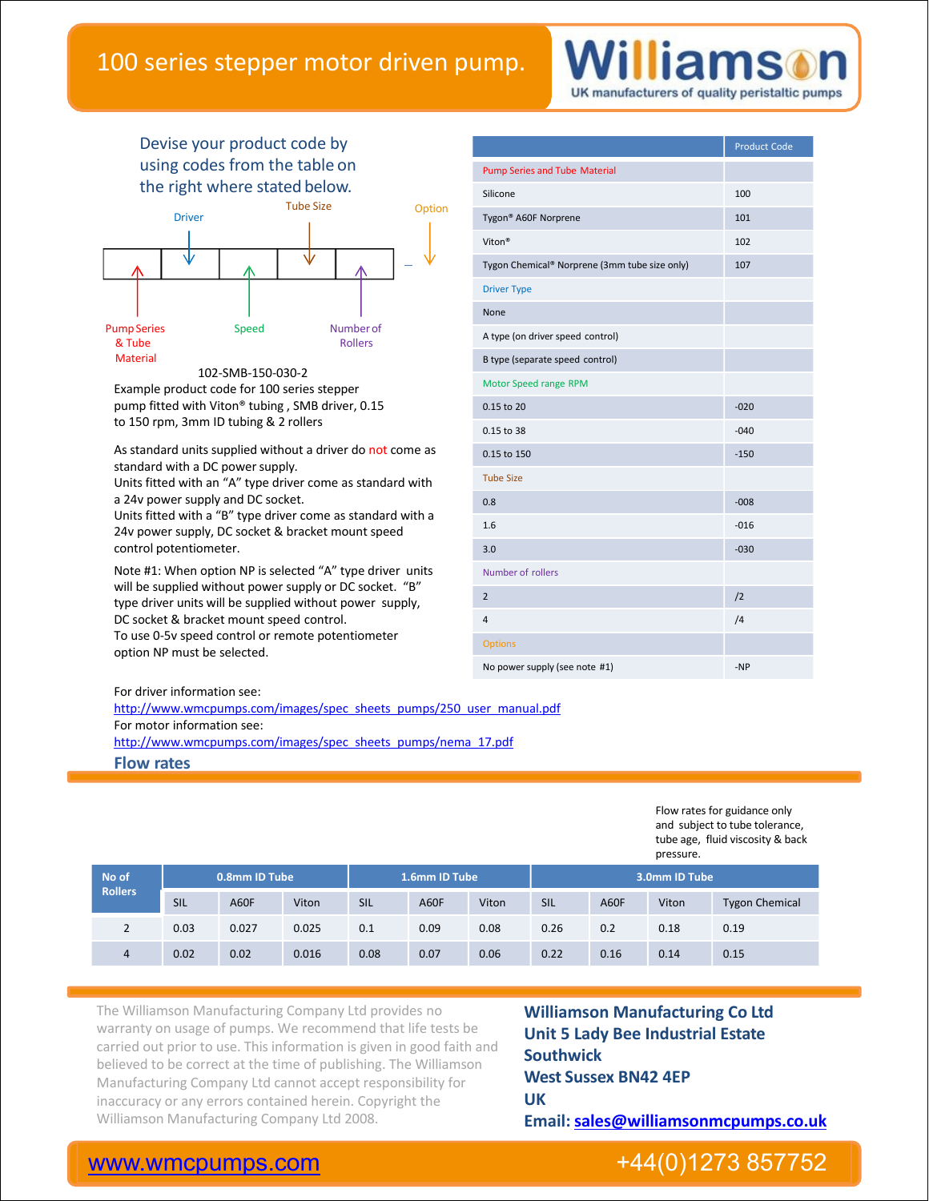# 100 series stepper motor driven pump.

**Williamson**
UK manufacturers of quality peristaltic pumps

Devise your product code by using codes from the table on the right where stated below.

Driver
Tube Size
Option

Pump Series & Tube Material
Speed
Number of Rollers

102-SMB-150-030-2

Example product code for 100 series stepper pump fitted with Viton® tubing , SMB driver, 0.15 to 150 rpm, 3mm ID tubing & 2 rollers

As standard units supplied without a driver do not come as standard with a DC power supply.
Units fitted with an "A" type driver come as standard with a 24v power supply and DC socket.
Units fitted with a "B" type driver come as standard with a 24v power supply, DC socket & bracket mount speed control potentiometer.

Note #1: When option NP is selected "A" type driver units will be supplied without power supply or DC socket. "B" type driver units will be supplied without power supply, DC socket & bracket mount speed control.
To use 0-5v speed control or remote potentiometer option NP must be selected.

| | Product Code |
|---|---|
| **Pump Series and Tube Material** | |
| Silicone | 100 |
| Tygon® A60F Norprene | 101 |
| Viton® | 102 |
| Tygon Chemical® Norprene (3mm tube size only) | 107 |
| **Driver Type** | |
| None | |
| A type (on driver speed control) | |
| B type (separate speed control) | |
| **Motor Speed range RPM** | |
| 0.15 to 20 | -020 |
| 0.15 to 38 | -040 |
| 0.15 to 150 | -150 |
| **Tube Size** | |
| 0.8 | -008 |
| 1.6 | -016 |
| 3.0 | -030 |
| **Number of rollers** | |
| 2 | /2 |
| 4 | /4 |
| **Options** | |
| No power supply (see note #1) | -NP |

For driver information see:
http://www.wmcpumps.com/images/spec_sheets_pumps/250_user_manual.pdf
For motor information see:
http://www.wmcpumps.com/images/spec_sheets_pumps/nema_17.pdf

## Flow rates

Flow rates for guidance only and subject to tube tolerance, tube age, fluid viscosity & back pressure.

| No of Rollers | 0.8mm ID Tube | | | 1.6mm ID Tube | | | 3.0mm ID Tube | | | |
|---|---|---|---|---|---|---|---|---|---|---|
| | SIL | A60F | Viton | SIL | A60F | Viton | SIL | A60F | Viton | Tygon Chemical |
| 2 | 0.03 | 0.027 | 0.025 | 0.1 | 0.09 | 0.08 | 0.26 | 0.2 | 0.18 | 0.19 |
| 4 | 0.02 | 0.02 | 0.016 | 0.08 | 0.07 | 0.06 | 0.22 | 0.16 | 0.14 | 0.15 |

The Williamson Manufacturing Company Ltd provides no warranty on usage of pumps. We recommend that life tests be carried out prior to use. This information is given in good faith and believed to be correct at the time of publishing. The Williamson Manufacturing Company Ltd cannot accept responsibility for inaccuracy or any errors contained herein. Copyright the Williamson Manufacturing Company Ltd 2008.

**Williamson Manufacturing Co Ltd**
**Unit 5 Lady Bee Industrial Estate**
**Southwick**
**West Sussex BN42 4EP**
**UK**
**Email: sales@williamsonmcpumps.co.uk**

www.wmcpumps.com
+44(0)1273 857752